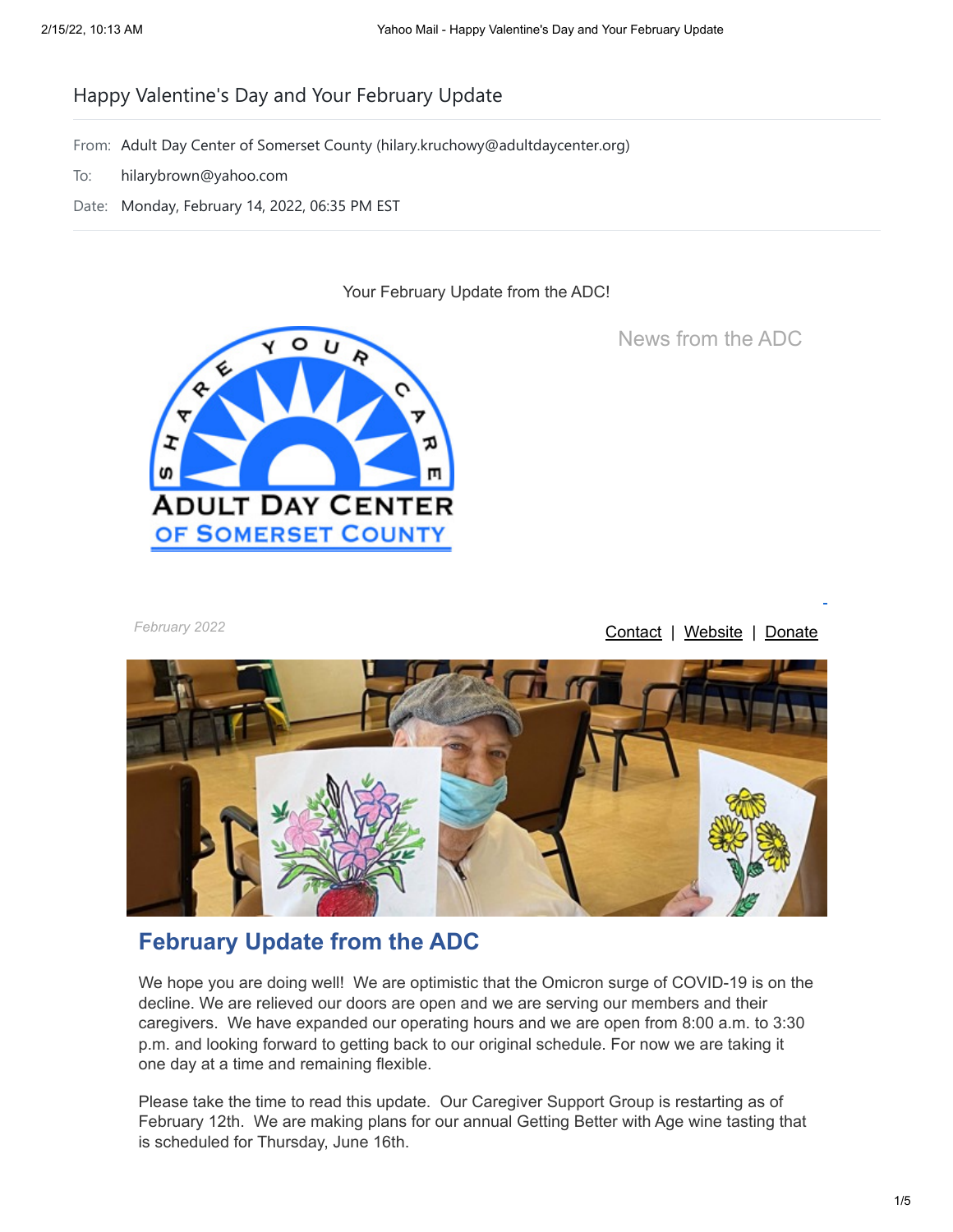# Happy Valentine's Day and Your February Update

From: Adult Day Center of Somerset County (hilary.kruchowy@adultdaycenter.org)

To: hilarybrown@yahoo.com

Date: Monday, February 14, 2022, 06:35 PM EST

Your February Update from the ADC!

News from the ADC

*February 2022*

Contact | Website | Donate

## February Update from the ADC

We hope you are doing well! We are optimistic that the Omicron surge of COVID-19 is on the decline. We are relieved our doors are open and we are serving our members and their caregivers. We have expanded our operating hours and we are open from 8:00 a.m. to 3:30 p.m. and looking forward to getting back to our original schedule. For now we are taking it one day at a time and remaining flexible.

Please take the time to read this update. Our Caregiver Support Group is restarting as of February 12th. We are making plans for our annual Getting Better with Age wine tasting that is scheduled for Thursday, June 16th.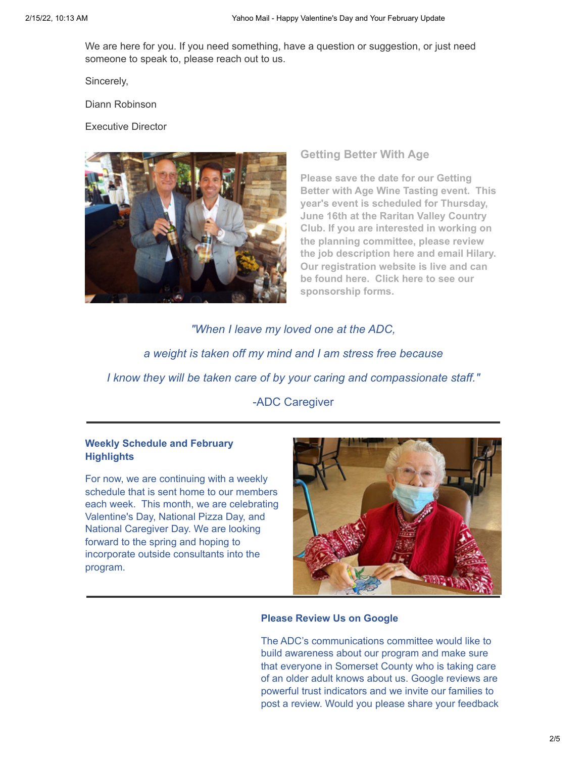We are here for you. If you need something, have a question or suggestion, or just need someone to speak to, please reach out to us.

Sincerely,

Diann Robinson

Executive Director

### Getting Better With Age

**Please save the date for our Getting Better with Age Wine Tasting event. This year's event is scheduled for Thursday, June 16th at the Raritan Valley Country Club. If you are interested in working on the planning committee, please review the job description here and email Hilary. Our registration website is live and can be found here. Click here to see our sponsorship forms.**

*"When I leave my loved one at the ADC,*

*a weight is taken off my mind and I am stress free because*

*I know they will be taken care of by your caring and compassionate staff."*

-ADC Caregiver

---

**Weekly Schedule and February Highlights**

For now, we are continuing with a weekly schedule that is sent home to our members each week. This month, we are celebrating Valentine's Day, National Pizza Day, and National Caregiver Day. We are looking forward to the spring and hoping to incorporate outside consultants into the program.

---

**Please Review Us on Google**

The ADC's communications committee would like to build awareness about our program and make sure that everyone in Somerset County who is taking care of an older adult knows about us. Google reviews are powerful trust indicators and we invite our families to post a review. Would you please share your feedback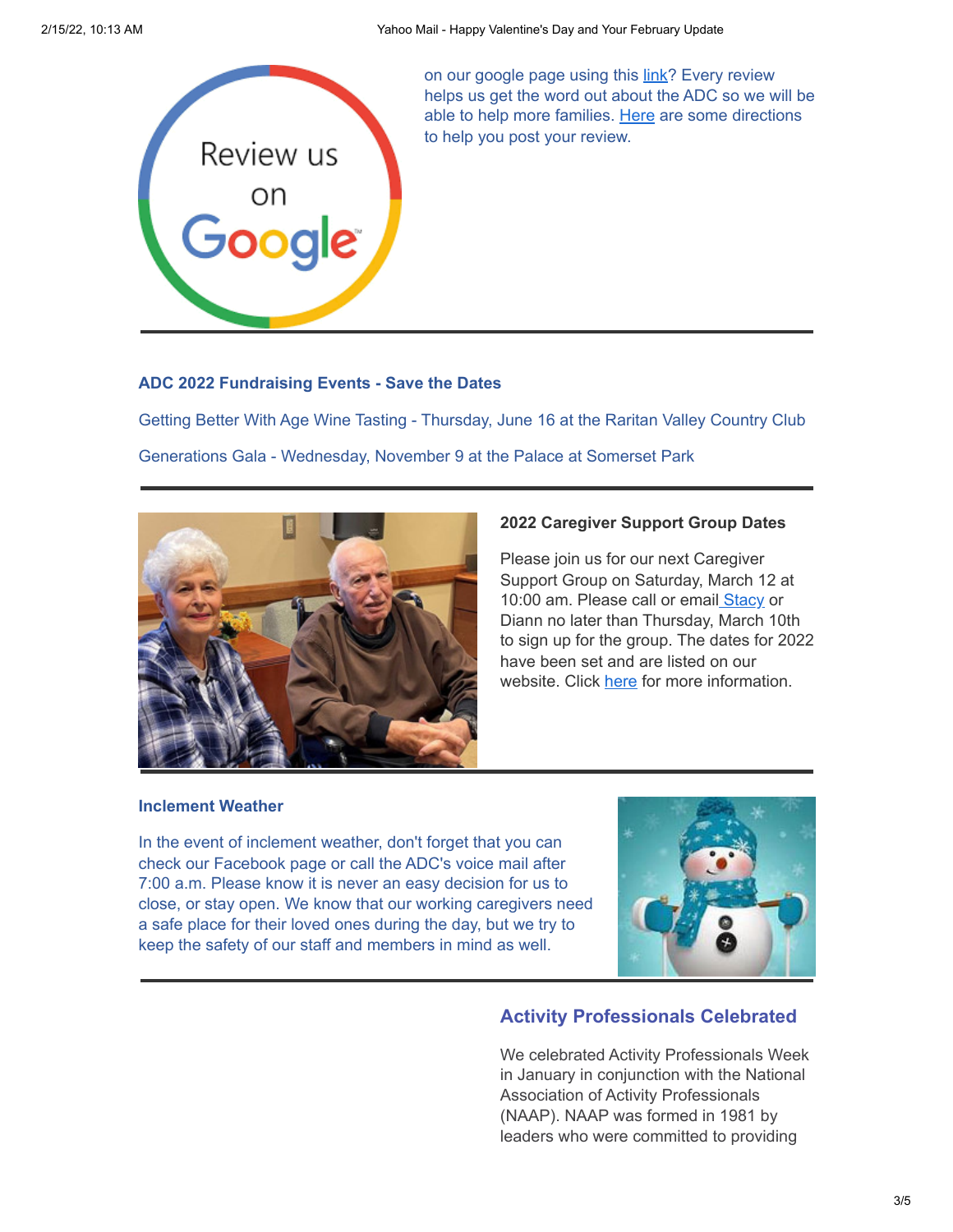on our google page using this link? Every review helps us get the word out about the ADC so we will be able to help more families. Here are some directions to help you post your review.

---

### ADC 2022 Fundraising Events - Save the Dates

Getting Better With Age Wine Tasting - Thursday, June 16 at the Raritan Valley Country Club

Generations Gala - Wednesday, November 9 at the Palace at Somerset Park

---

### 2022 Caregiver Support Group Dates

Please join us for our next Caregiver Support Group on Saturday, March 12 at 10:00 am. Please call or email Stacy or Diann no later than Thursday, March 10th to sign up for the group. The dates for 2022 have been set and are listed on our website. Click here for more information.

---

### Inclement Weather

In the event of inclement weather, don't forget that you can check our Facebook page or call the ADC's voice mail after 7:00 a.m. Please know it is never an easy decision for us to close, or stay open. We know that our working caregivers need a safe place for their loved ones during the day, but we try to keep the safety of our staff and members in mind as well.

---

## Activity Professionals Celebrated

We celebrated Activity Professionals Week in January in conjunction with the National Association of Activity Professionals (NAAP). NAAP was formed in 1981 by leaders who were committed to providing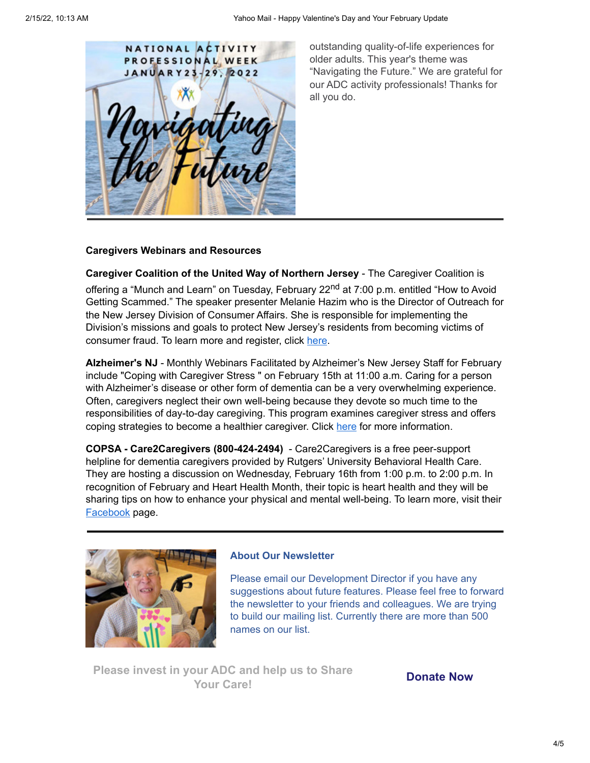outstanding quality-of-life experiences for older adults. This year's theme was "Navigating the Future." We are grateful for our ADC activity professionals! Thanks for all you do.

---

**Caregivers Webinars and Resources**

**Caregiver Coalition of the United Way of Northern Jersey** - The Caregiver Coalition is offering a "Munch and Learn" on Tuesday, February 22nd at 7:00 p.m. entitled "How to Avoid Getting Scammed." The speaker presenter Melanie Hazim who is the Director of Outreach for the New Jersey Division of Consumer Affairs. She is responsible for implementing the Division's missions and goals to protect New Jersey's residents from becoming victims of consumer fraud. To learn more and register, click here.

**Alzheimer's NJ** - Monthly Webinars Facilitated by Alzheimer's New Jersey Staff for February include "Coping with Caregiver Stress " on February 15th at 11:00 a.m. Caring for a person with Alzheimer's disease or other form of dementia can be a very overwhelming experience. Often, caregivers neglect their own well-being because they devote so much time to the responsibilities of day-to-day caregiving. This program examines caregiver stress and offers coping strategies to become a healthier caregiver. Click here for more information.

**COPSA - Care2Caregivers (800-424-2494)** - Care2Caregivers is a free peer-support helpline for dementia caregivers provided by Rutgers' University Behavioral Health Care. They are hosting a discussion on Wednesday, February 16th from 1:00 p.m. to 2:00 p.m. In recognition of February and Heart Health Month, their topic is heart health and they will be sharing tips on how to enhance your physical and mental well-being. To learn more, visit their Facebook page.

---

**About Our Newsletter**

Please email our Development Director if you have any suggestions about future features. Please feel free to forward the newsletter to your friends and colleagues. We are trying to build our mailing list. Currently there are more than 500 names on our list.

**Please invest in your ADC and help us to Share Your Care!**

**Donate Now**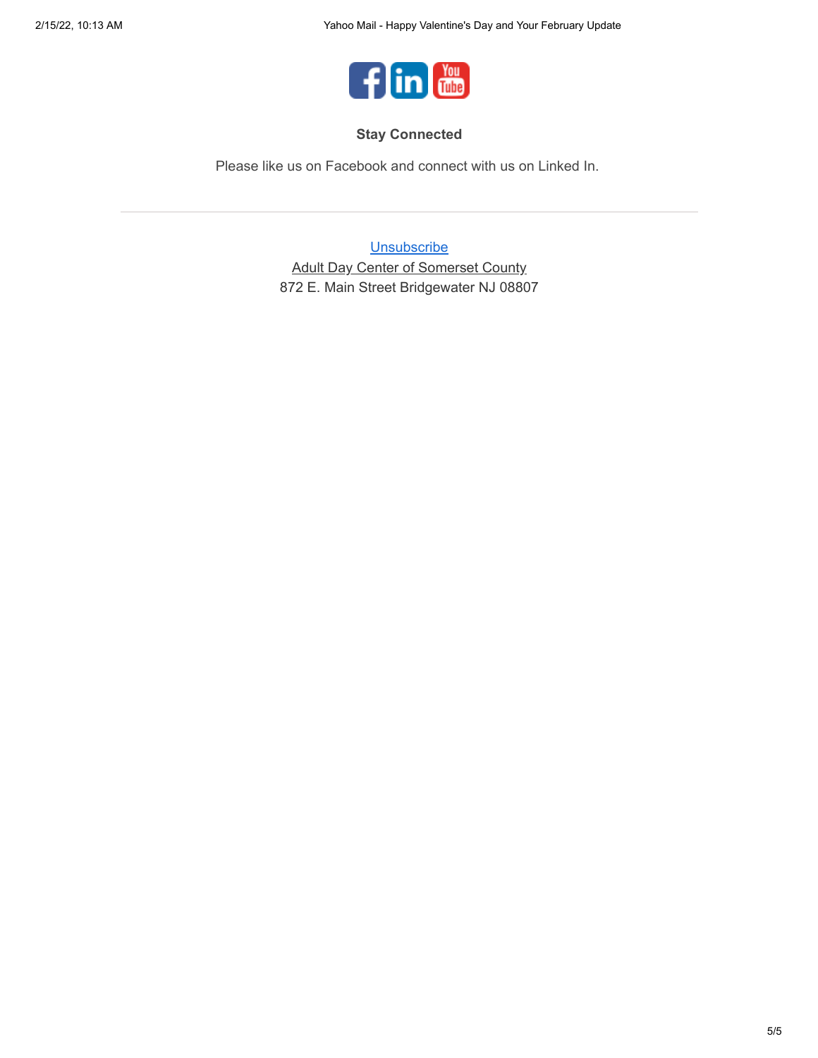**Stay Connected**

Please like us on Facebook and connect with us on Linked In.

---

Unsubscribe

Adult Day Center of Somerset County

872 E. Main Street Bridgewater NJ 08807